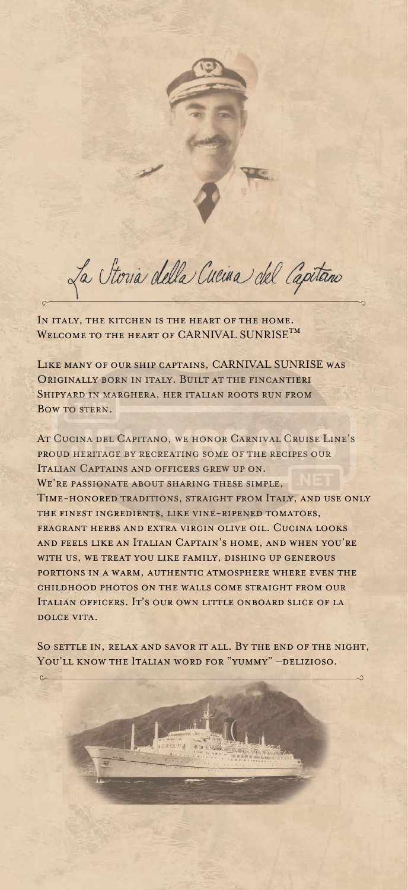# La Storia della Cucina del Capitano

In italy, the kitchen is the heart of the home.
Welcome to the heart of CARNIVAL SUNRISE™

Like many of our ship captains, CARNIVAL SUNRISE was Originally born in italy. Built at the fincantieri Shipyard in marghera, her italian roots run from Bow to stern.

At Cucina del Capitano, we honor Carnival Cruise Line's proud heritage by recreating some of the recipes our Italian Captains and officers grew up on.
We're passionate about sharing these simple, Time-honored traditions, straight from Italy, and use only the finest ingredients, like vine-ripened tomatoes, fragrant herbs and extra virgin olive oil. Cucina looks and feels like an Italian Captain's home, and when you're with us, we treat you like family, dishing up generous portions in a warm, authentic atmosphere where even the childhood photos on the walls come straight from our Italian officers. It's our own little onboard slice of la dolce vita.

So settle in, relax and savor it all. By the end of the night, You'll know the Italian word for "yummy" –delizioso.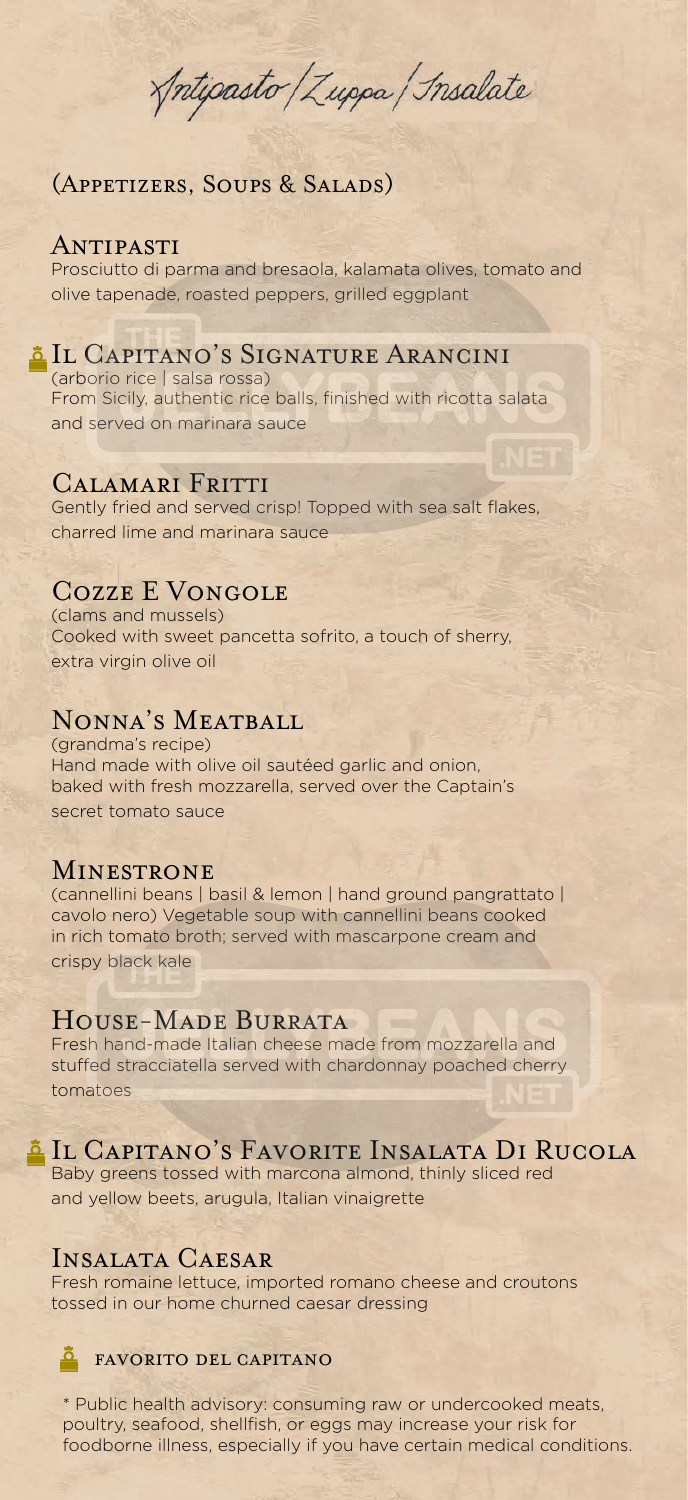# Antipasto / Zuppa / Insalate

## (Appetizers, Soups & Salads)

### Antipasti

Prosciutto di parma and bresaola, kalamata olives, tomato and olive tapenade, roasted peppers, grilled eggplant

### Il Capitano's Signature Arancini

(arborio rice | salsa rossa)
From Sicily, authentic rice balls, finished with ricotta salata and served on marinara sauce

### Calamari Fritti

Gently fried and served crisp! Topped with sea salt flakes, charred lime and marinara sauce

### Cozze E Vongole

(clams and mussels)
Cooked with sweet pancetta sofrito, a touch of sherry, extra virgin olive oil

### Nonna's Meatball

(grandma's recipe)
Hand made with olive oil sautéed garlic and onion, baked with fresh mozzarella, served over the Captain's secret tomato sauce

### Minestrone

(cannellini beans | basil & lemon | hand ground pangrattato | cavolo nero) Vegetable soup with cannellini beans cooked in rich tomato broth; served with mascarpone cream and crispy black kale

### House-Made Burrata

Fresh hand-made Italian cheese made from mozzarella and stuffed stracciatella served with chardonnay poached cherry tomatoes

### Il Capitano's Favorite Insalata Di Rucola

Baby greens tossed with marcona almond, thinly sliced red and yellow beets, arugula, Italian vinaigrette

### Insalata Caesar

Fresh romaine lettuce, imported romano cheese and croutons tossed in our home churned caesar dressing

favorito del capitano

\* Public health advisory: consuming raw or undercooked meats, poultry, seafood, shellfish, or eggs may increase your risk for foodborne illness, especially if you have certain medical conditions.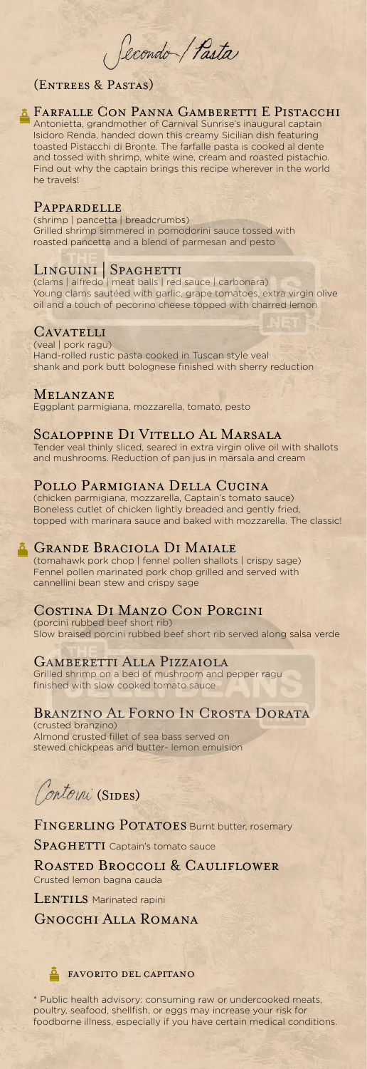# Secondo / Pasta

## (Entrees & Pastas)

### Farfalle Con Panna Gamberetti E Pistacchi

Antonietta, grandmother of Carnival Sunrise's inaugural captain Isidoro Renda, handed down this creamy Sicilian dish featuring toasted Pistacchi di Bronte. The farfalle pasta is cooked al dente and tossed with shrimp, white wine, cream and roasted pistachio. Find out why the captain brings this recipe wherever in the world he travels!

### Pappardelle

(shrimp | pancetta | breadcrumbs)
Grilled shrimp simmered in pomodorini sauce tossed with roasted pancetta and a blend of parmesan and pesto

### Linguini | Spaghetti

(clams | alfredo | meat balls | red sauce | carbonara)
Young clams sautéed with garlic, grape tomatoes, extra virgin olive oil and a touch of pecorino cheese topped with charred lemon

### Cavatelli

(veal | pork ragu)
Hand-rolled rustic pasta cooked in Tuscan style veal shank and pork butt bolognese finished with sherry reduction

### Melanzane

Eggplant parmigiana, mozzarella, tomato, pesto

### Scaloppine Di Vitello Al Marsala

Tender veal thinly sliced, seared in extra virgin olive oil with shallots and mushrooms. Reduction of pan jus in marsala and cream

### Pollo Parmigiana Della Cucina

(chicken parmigiana, mozzarella, Captain's tomato sauce)
Boneless cutlet of chicken lightly breaded and gently fried, topped with marinara sauce and baked with mozzarella. The classic!

### Grande Braciola Di Maiale

(tomahawk pork chop | fennel pollen shallots | crispy sage)
Fennel pollen marinated pork chop grilled and served with cannellini bean stew and crispy sage

### Costina Di Manzo Con Porcini

(porcini rubbed beef short rib)
Slow braised porcini rubbed beef short rib served along salsa verde

### Gamberetti Alla Pizzaiola

Grilled shrimp on a bed of mushroom and pepper ragu finished with slow cooked tomato sauce

### Branzino Al Forno In Crosta Dorata

(crusted branzino)
Almond crusted fillet of sea bass served on stewed chickpeas and butter- lemon emulsion

## Contorni (Sides)

**Fingerling Potatoes** Burnt butter, rosemary

**Spaghetti** Captain's tomato sauce

**Roasted Broccoli & Cauliflower**
Crusted lemon bagna cauda

**Lentils** Marinated rapini

**Gnocchi Alla Romana**

Favorito del capitano

\* Public health advisory: consuming raw or undercooked meats, poultry, seafood, shellfish, or eggs may increase your risk for foodborne illness, especially if you have certain medical conditions.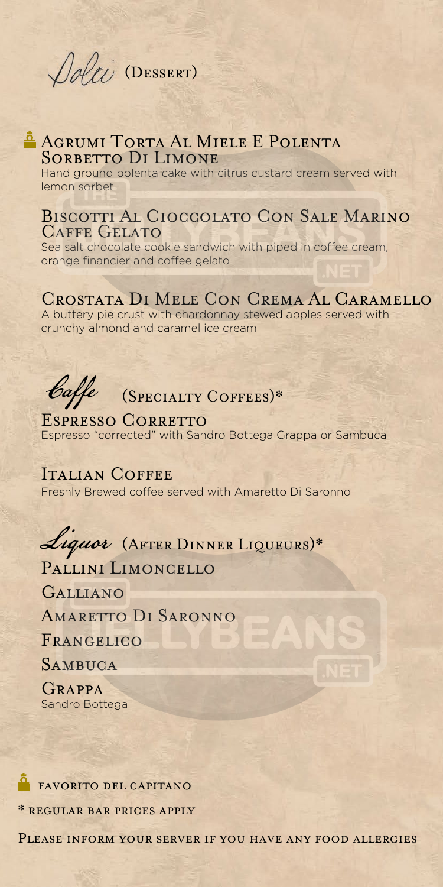# *Dolci* (Dessert)

## Agrumi Torta Al Miele E Polenta Sorbetto Di Limone

Hand ground polenta cake with citrus custard cream served with lemon sorbet

## Biscotti Al Cioccolato Con Sale Marino Caffe Gelato

Sea salt chocolate cookie sandwich with piped in coffee cream, orange financier and coffee gelato

## Crostata Di Mele Con Crema Al Caramello

A buttery pie crust with chardonnay stewed apples served with crunchy almond and caramel ice cream

# *Caffe* (Specialty Coffees)*

## Espresso Corretto

Espresso "corrected" with Sandro Bottega Grappa or Sambuca

## Italian Coffee

Freshly Brewed coffee served with Amaretto Di Saronno

# *Liquor* (After Dinner Liqueurs)*

## Pallini Limoncello

## Galliano

## Amaretto Di Saronno

## Frangelico

## Sambuca

## Grappa

Sandro Bottega

Favorito del Capitano

* Regular bar prices apply

Please inform your server if you have any food allergies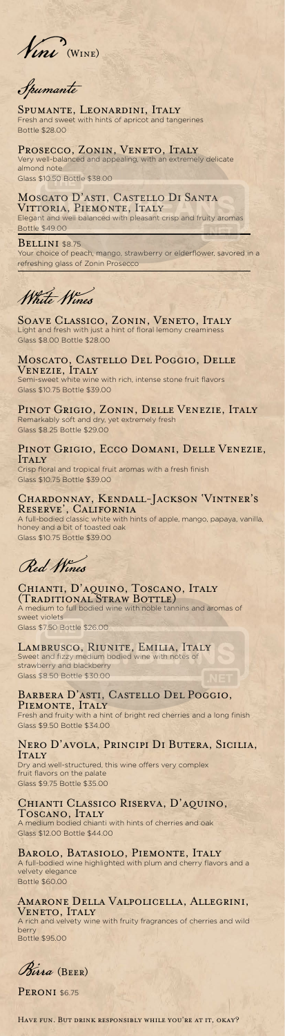# Vini (Wine)

## Spumante

### Spumante, Leonardini, Italy
Fresh and sweet with hints of apricot and tangerines
Bottle $28.00

### Prosecco, Zonin, Veneto, Italy
Very well-balanced and appealing, with an extremely delicate almond note
Glass $10.50 Bottle $38.00

### Moscato D'Asti, Castello Di Santa Vittoria, Piemonte, Italy
Elegant and well balanced with pleasant crisp and fruity aromas
Bottle $49.00

### Bellini $8.75
Your choice of peach, mango, strawberry or elderflower, savored in a refreshing glass of Zonin Prosecco

## White Wines

### Soave Classico, Zonin, Veneto, Italy
Light and fresh with just a hint of floral lemony creaminess
Glass $8.00 Bottle $28.00

### Moscato, Castello Del Poggio, Delle Venezie, Italy
Semi-sweet white wine with rich, intense stone fruit flavors
Glass $10.75 Bottle $39.00

### Pinot Grigio, Zonin, Delle Venezie, Italy
Remarkably soft and dry, yet extremely fresh
Glass $8.25 Bottle $29.00

### Pinot Grigio, Ecco Domani, Delle Venezie, Italy
Crisp floral and tropical fruit aromas with a fresh finish
Glass $10.75 Bottle $39.00

### Chardonnay, Kendall-Jackson 'Vintner's Reserve', California
A full-bodied classic white with hints of apple, mango, papaya, vanilla, honey and a bit of toasted oak
Glass $10.75 Bottle $39.00

## Red Wines

### Chianti, D'aquino, Toscano, Italy (Traditional Straw Bottle)
A medium to full bodied wine with noble tannins and aromas of sweet violets
Glass $7.50 Bottle $26.00

### Lambrusco, Riunite, Emilia, Italy
Sweet and fizzy medium bodied wine with notes of strawberry and blackberry
Glass $8.50 Bottle $30.00

### Barbera D'Asti, Castello Del Poggio, Piemonte, Italy
Fresh and fruity with a hint of bright red cherries and a long finish
Glass $9.50 Bottle $34.00

### Nero D'Avola, Principi Di Butera, Sicilia, Italy
Dry and well-structured, this wine offers very complex fruit flavors on the palate
Glass $9.75 Bottle $35.00

### Chianti Classico Riserva, D'aquino, Toscano, Italy
A medium bodied chianti with hints of cherries and oak
Glass $12.00 Bottle $44.00

### Barolo, Batasiolo, Piemonte, Italy
A full-bodied wine highlighted with plum and cherry flavors and a velvety elegance
Bottle $60.00

### Amarone Della Valpolicella, Allegrini, Veneto, Italy
A rich and velvety wine with fruity fragrances of cherries and wild berry
Bottle $95.00

# Birra (Beer)

### Peroni $6.75

Have fun. But drink responsibly while you're at it, okay?